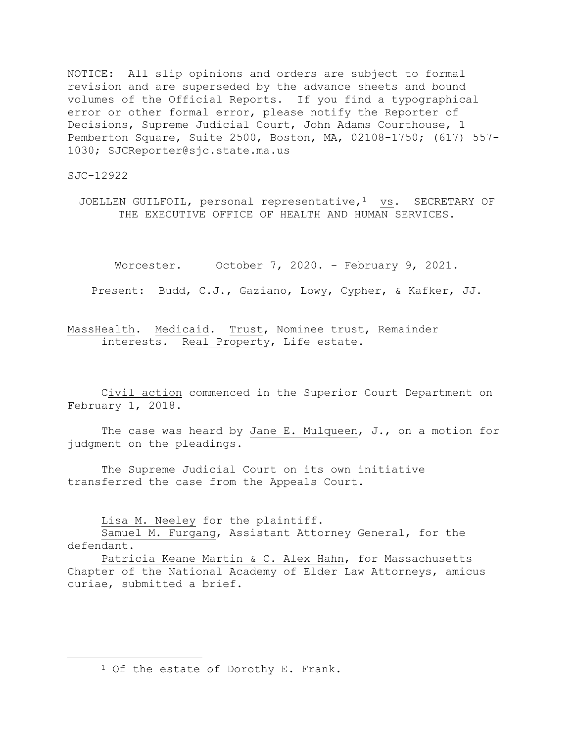NOTICE: All slip opinions and orders are subject to formal revision and are superseded by the advance sheets and bound volumes of the Official Reports. If you find a typographical error or other formal error, please notify the Reporter of Decisions, Supreme Judicial Court, John Adams Courthouse, 1 Pemberton Square, Suite 2500, Boston, MA, 02108-1750; (617) 557-1030; SJCReporter@sjc.state.ma.us

SJC-12922

JOELLEN GUILFOIL, personal representative,[1] vs. SECRETARY OF THE EXECUTIVE OFFICE OF HEALTH AND HUMAN SERVICES.

Worcester. October 7, 2020. - February 9, 2021.

Present: Budd, C.J., Gaziano, Lowy, Cypher, & Kafker, JJ.

MassHealth. Medicaid. Trust, Nominee trust, Remainder interests. Real Property, Life estate.

Civil action commenced in the Superior Court Department on February 1, 2018.

The case was heard by Jane E. Mulqueen, J., on a motion for judgment on the pleadings.

The Supreme Judicial Court on its own initiative transferred the case from the Appeals Court.

Lisa M. Neeley for the plaintiff.

Samuel M. Furgang, Assistant Attorney General, for the defendant.

Patricia Keane Martin & C. Alex Hahn, for Massachusetts Chapter of the National Academy of Elder Law Attorneys, amicus curiae, submitted a brief.

---

[1] Of the estate of Dorothy E. Frank.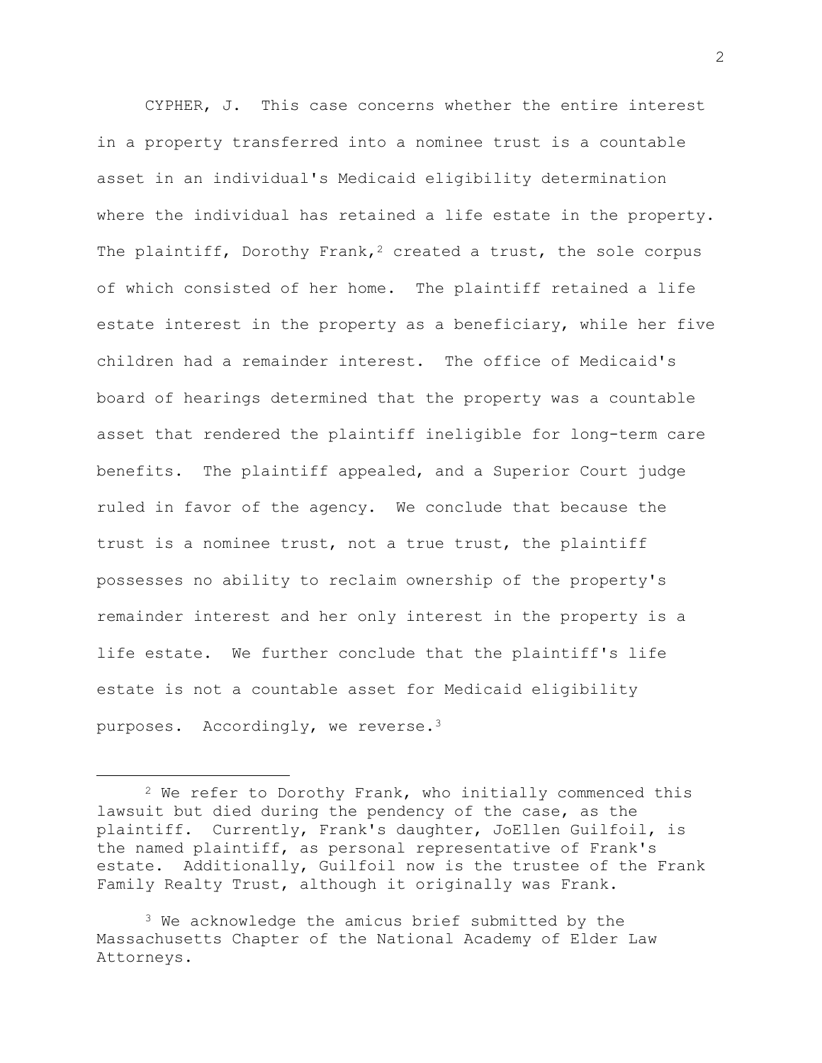CYPHER, J. This case concerns whether the entire interest in a property transferred into a nominee trust is a countable asset in an individual's Medicaid eligibility determination where the individual has retained a life estate in the property. The plaintiff, Dorothy Frank,[2] created a trust, the sole corpus of which consisted of her home. The plaintiff retained a life estate interest in the property as a beneficiary, while her five children had a remainder interest. The office of Medicaid's board of hearings determined that the property was a countable asset that rendered the plaintiff ineligible for long-term care benefits. The plaintiff appealed, and a Superior Court judge ruled in favor of the agency. We conclude that because the trust is a nominee trust, not a true trust, the plaintiff possesses no ability to reclaim ownership of the property's remainder interest and her only interest in the property is a life estate. We further conclude that the plaintiff's life estate is not a countable asset for Medicaid eligibility purposes. Accordingly, we reverse.[3]

---

[2] We refer to Dorothy Frank, who initially commenced this lawsuit but died during the pendency of the case, as the plaintiff. Currently, Frank's daughter, JoEllen Guilfoil, is the named plaintiff, as personal representative of Frank's estate. Additionally, Guilfoil now is the trustee of the Frank Family Realty Trust, although it originally was Frank.

[3] We acknowledge the amicus brief submitted by the Massachusetts Chapter of the National Academy of Elder Law Attorneys.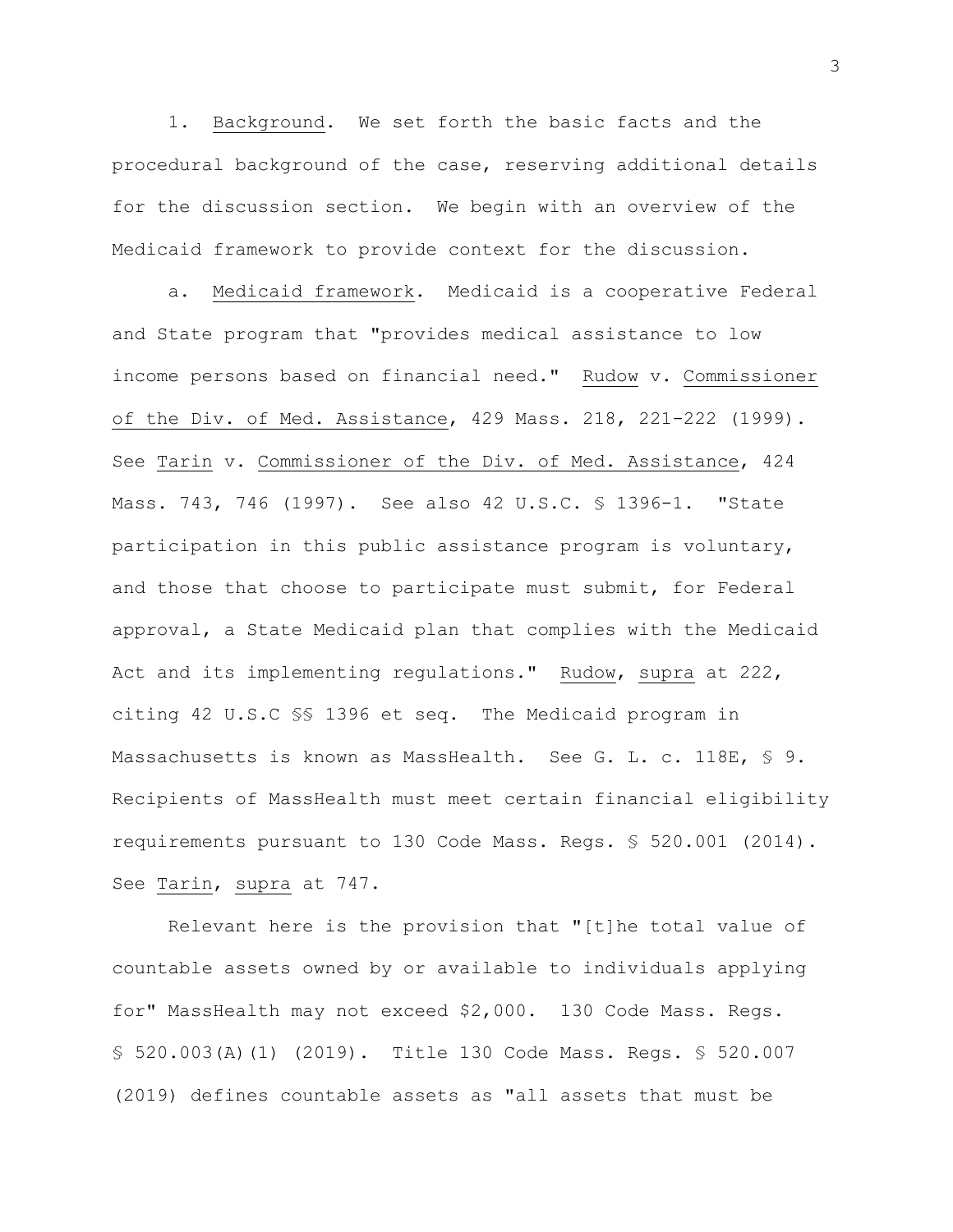1. Background. We set forth the basic facts and the procedural background of the case, reserving additional details for the discussion section. We begin with an overview of the Medicaid framework to provide context for the discussion.

a. Medicaid framework. Medicaid is a cooperative Federal and State program that "provides medical assistance to low income persons based on financial need." Rudow v. Commissioner of the Div. of Med. Assistance, 429 Mass. 218, 221-222 (1999). See Tarin v. Commissioner of the Div. of Med. Assistance, 424 Mass. 743, 746 (1997). See also 42 U.S.C. § 1396-1. "State participation in this public assistance program is voluntary, and those that choose to participate must submit, for Federal approval, a State Medicaid plan that complies with the Medicaid Act and its implementing regulations." Rudow, supra at 222, citing 42 U.S.C §§ 1396 et seq. The Medicaid program in Massachusetts is known as MassHealth. See G. L. c. 118E, § 9. Recipients of MassHealth must meet certain financial eligibility requirements pursuant to 130 Code Mass. Regs. § 520.001 (2014). See Tarin, supra at 747.

Relevant here is the provision that "[t]he total value of countable assets owned by or available to individuals applying for" MassHealth may not exceed $2,000. 130 Code Mass. Regs. § 520.003(A)(1) (2019). Title 130 Code Mass. Regs. § 520.007 (2019) defines countable assets as "all assets that must be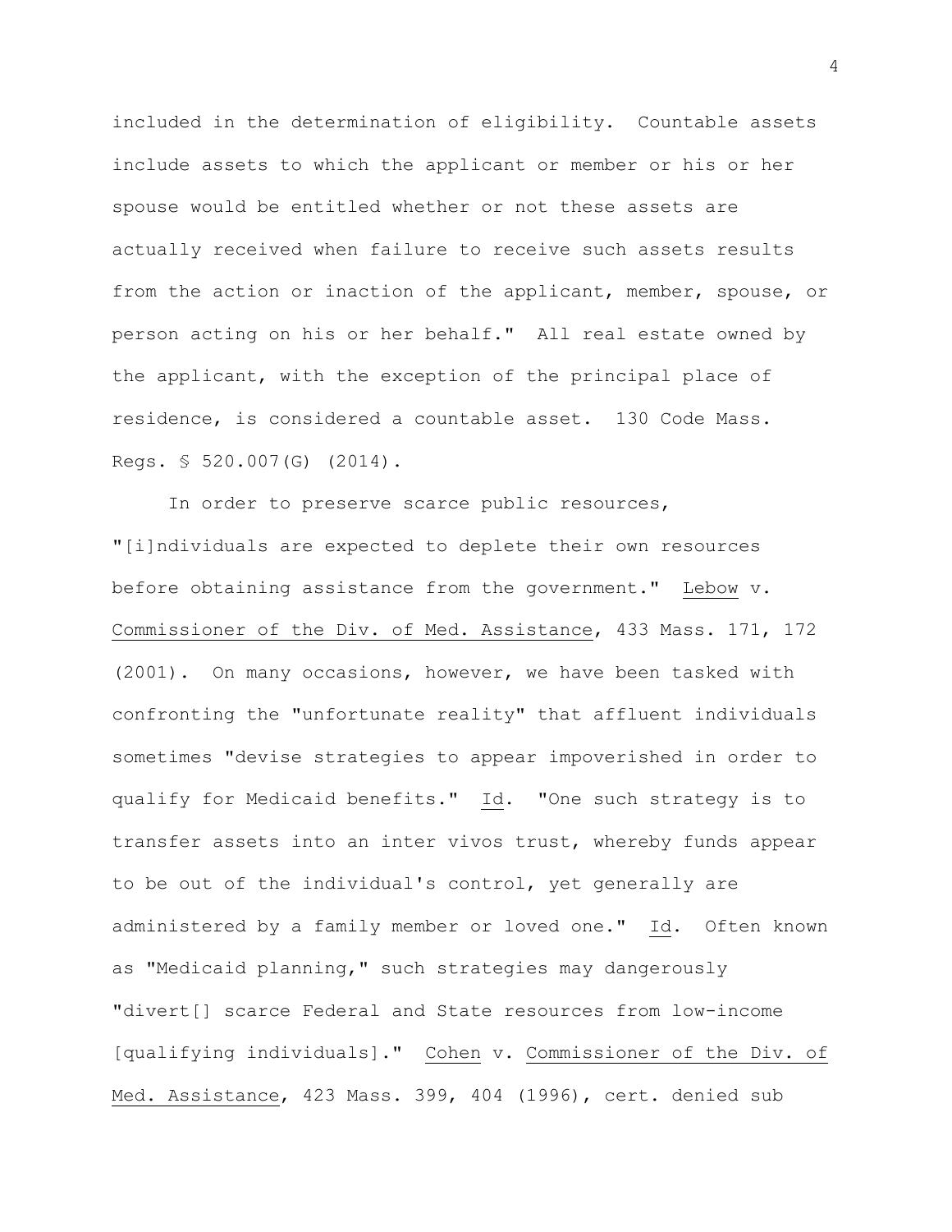included in the determination of eligibility. Countable assets include assets to which the applicant or member or his or her spouse would be entitled whether or not these assets are actually received when failure to receive such assets results from the action or inaction of the applicant, member, spouse, or person acting on his or her behalf." All real estate owned by the applicant, with the exception of the principal place of residence, is considered a countable asset. 130 Code Mass. Regs. § 520.007(G) (2014).

In order to preserve scarce public resources, "[i]ndividuals are expected to deplete their own resources before obtaining assistance from the government." Lebow v. Commissioner of the Div. of Med. Assistance, 433 Mass. 171, 172 (2001). On many occasions, however, we have been tasked with confronting the "unfortunate reality" that affluent individuals sometimes "devise strategies to appear impoverished in order to qualify for Medicaid benefits." Id. "One such strategy is to transfer assets into an inter vivos trust, whereby funds appear to be out of the individual's control, yet generally are administered by a family member or loved one." Id. Often known as "Medicaid planning," such strategies may dangerously "divert[] scarce Federal and State resources from low-income [qualifying individuals]." Cohen v. Commissioner of the Div. of Med. Assistance, 423 Mass. 399, 404 (1996), cert. denied sub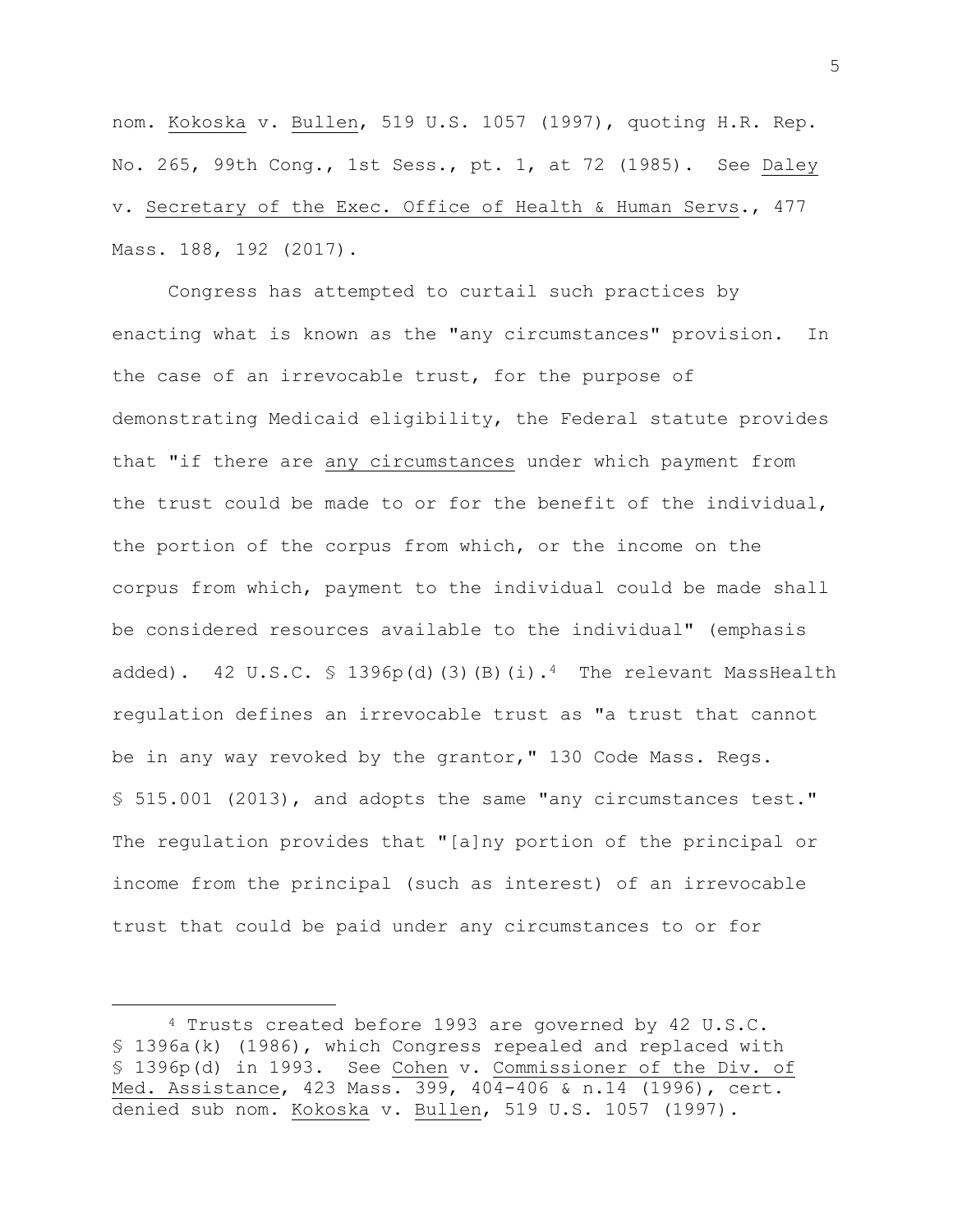nom. Kokoska v. Bullen, 519 U.S. 1057 (1997), quoting H.R. Rep. No. 265, 99th Cong., 1st Sess., pt. 1, at 72 (1985). See Daley v. Secretary of the Exec. Office of Health & Human Servs., 477 Mass. 188, 192 (2017).

Congress has attempted to curtail such practices by enacting what is known as the "any circumstances" provision. In the case of an irrevocable trust, for the purpose of demonstrating Medicaid eligibility, the Federal statute provides that "if there are any circumstances under which payment from the trust could be made to or for the benefit of the individual, the portion of the corpus from which, or the income on the corpus from which, payment to the individual could be made shall be considered resources available to the individual" (emphasis added). 42 U.S.C. § 1396p(d)(3)(B)(i).[4] The relevant MassHealth regulation defines an irrevocable trust as "a trust that cannot be in any way revoked by the grantor," 130 Code Mass. Regs. § 515.001 (2013), and adopts the same "any circumstances test." The regulation provides that "[a]ny portion of the principal or income from the principal (such as interest) of an irrevocable trust that could be paid under any circumstances to or for

---

[4] Trusts created before 1993 are governed by 42 U.S.C. § 1396a(k) (1986), which Congress repealed and replaced with § 1396p(d) in 1993. See Cohen v. Commissioner of the Div. of Med. Assistance, 423 Mass. 399, 404-406 & n.14 (1996), cert. denied sub nom. Kokoska v. Bullen, 519 U.S. 1057 (1997).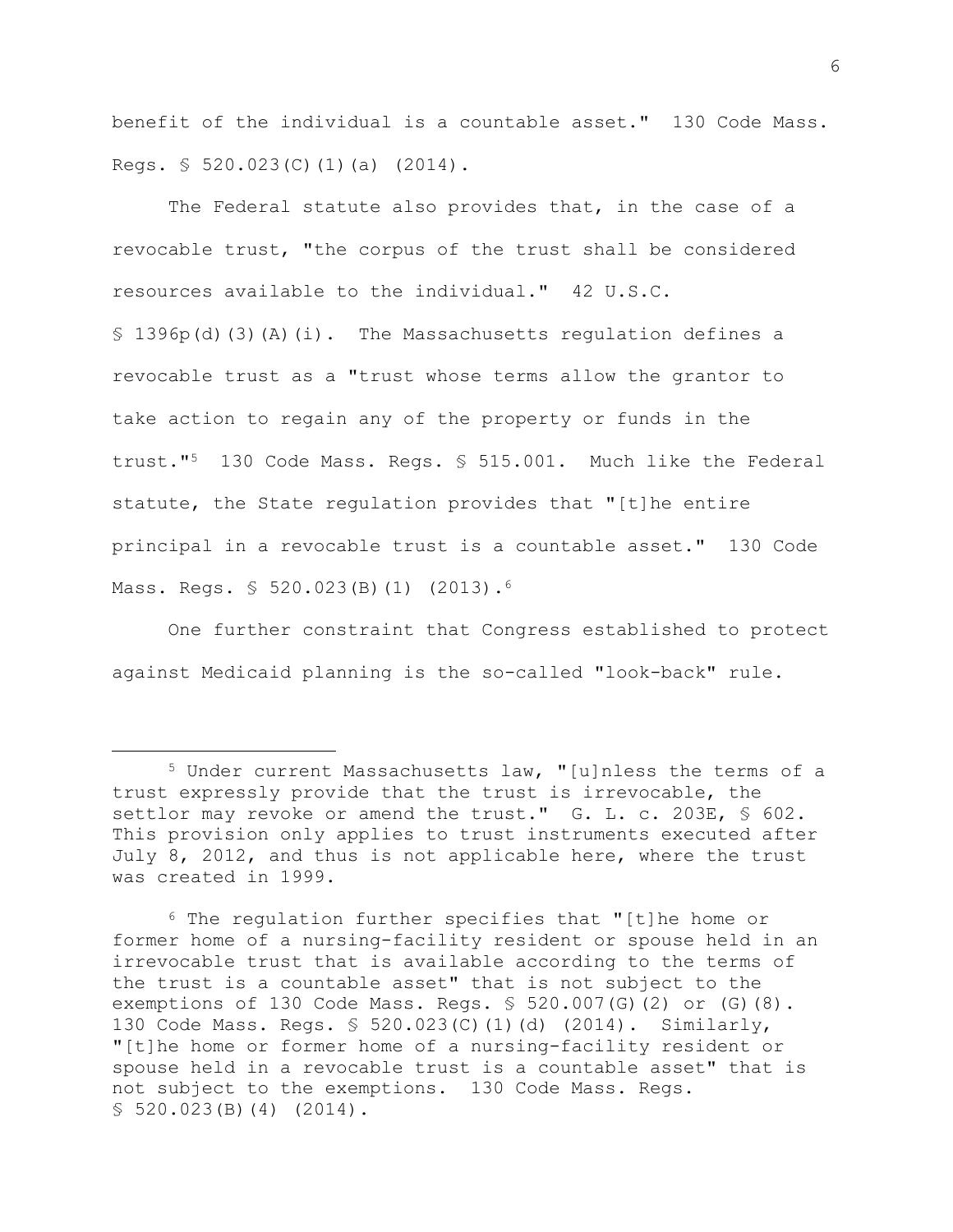benefit of the individual is a countable asset." 130 Code Mass. Regs. § 520.023(C)(1)(a) (2014).

The Federal statute also provides that, in the case of a revocable trust, "the corpus of the trust shall be considered resources available to the individual." 42 U.S.C. § 1396p(d)(3)(A)(i). The Massachusetts regulation defines a revocable trust as a "trust whose terms allow the grantor to take action to regain any of the property or funds in the trust."[5] 130 Code Mass. Regs. § 515.001. Much like the Federal statute, the State regulation provides that "[t]he entire principal in a revocable trust is a countable asset." 130 Code Mass. Regs. § 520.023(B)(1) (2013).[6]

One further constraint that Congress established to protect against Medicaid planning is the so-called "look-back" rule.

---

[5] Under current Massachusetts law, "[u]nless the terms of a trust expressly provide that the trust is irrevocable, the settlor may revoke or amend the trust." G. L. c. 203E, § 602. This provision only applies to trust instruments executed after July 8, 2012, and thus is not applicable here, where the trust was created in 1999.

[6] The regulation further specifies that "[t]he home or former home of a nursing-facility resident or spouse held in an irrevocable trust that is available according to the terms of the trust is a countable asset" that is not subject to the exemptions of 130 Code Mass. Regs. § 520.007(G)(2) or (G)(8). 130 Code Mass. Regs. § 520.023(C)(1)(d) (2014). Similarly, "[t]he home or former home of a nursing-facility resident or spouse held in a revocable trust is a countable asset" that is not subject to the exemptions. 130 Code Mass. Regs. § 520.023(B)(4) (2014).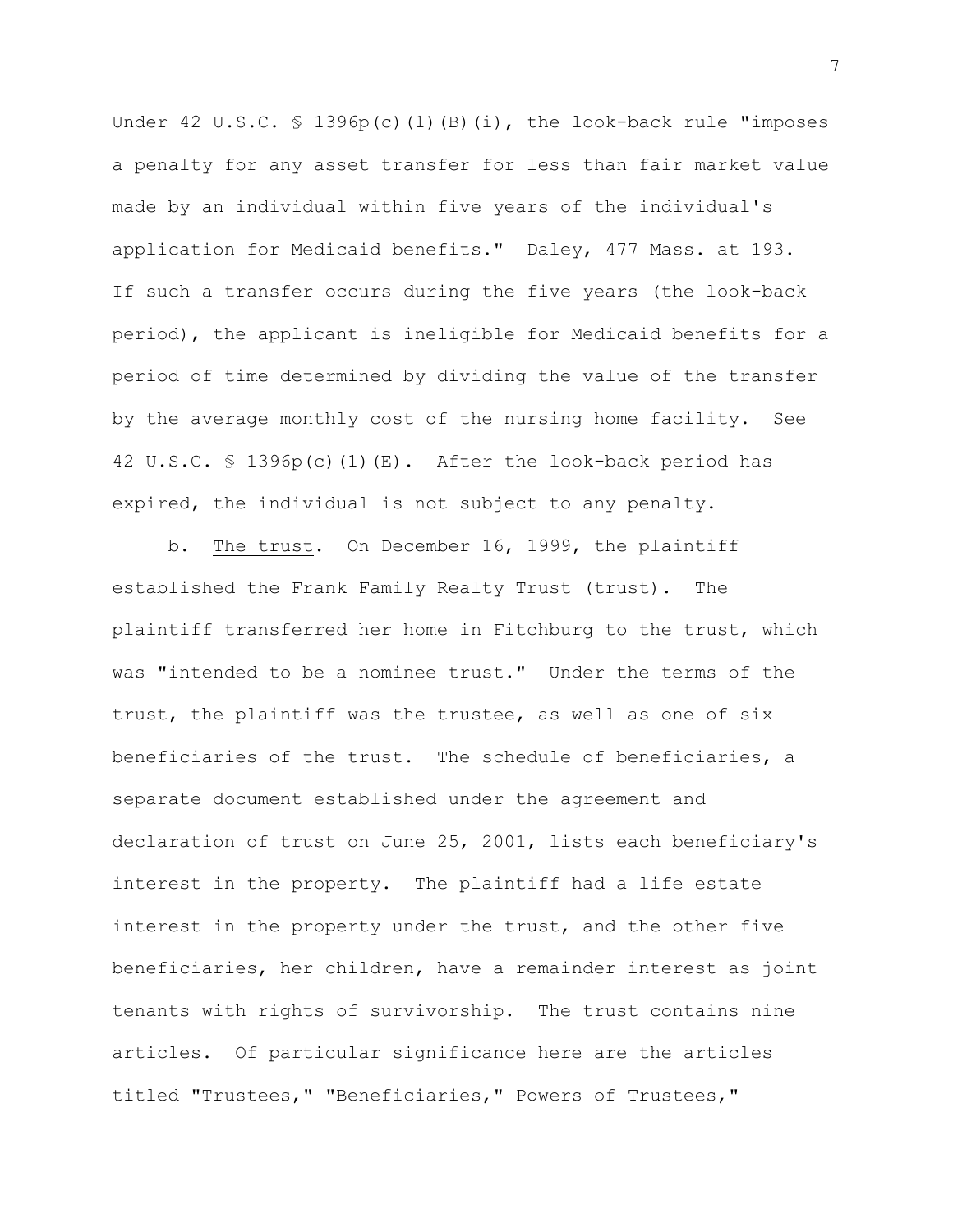Under 42 U.S.C. § 1396p(c)(1)(B)(i), the look-back rule "imposes a penalty for any asset transfer for less than fair market value made by an individual within five years of the individual's application for Medicaid benefits." Daley, 477 Mass. at 193. If such a transfer occurs during the five years (the look-back period), the applicant is ineligible for Medicaid benefits for a period of time determined by dividing the value of the transfer by the average monthly cost of the nursing home facility. See 42 U.S.C. § 1396p(c)(1)(E). After the look-back period has expired, the individual is not subject to any penalty.

b. The trust. On December 16, 1999, the plaintiff established the Frank Family Realty Trust (trust). The plaintiff transferred her home in Fitchburg to the trust, which was "intended to be a nominee trust." Under the terms of the trust, the plaintiff was the trustee, as well as one of six beneficiaries of the trust. The schedule of beneficiaries, a separate document established under the agreement and declaration of trust on June 25, 2001, lists each beneficiary's interest in the property. The plaintiff had a life estate interest in the property under the trust, and the other five beneficiaries, her children, have a remainder interest as joint tenants with rights of survivorship. The trust contains nine articles. Of particular significance here are the articles titled "Trustees," "Beneficiaries," Powers of Trustees,"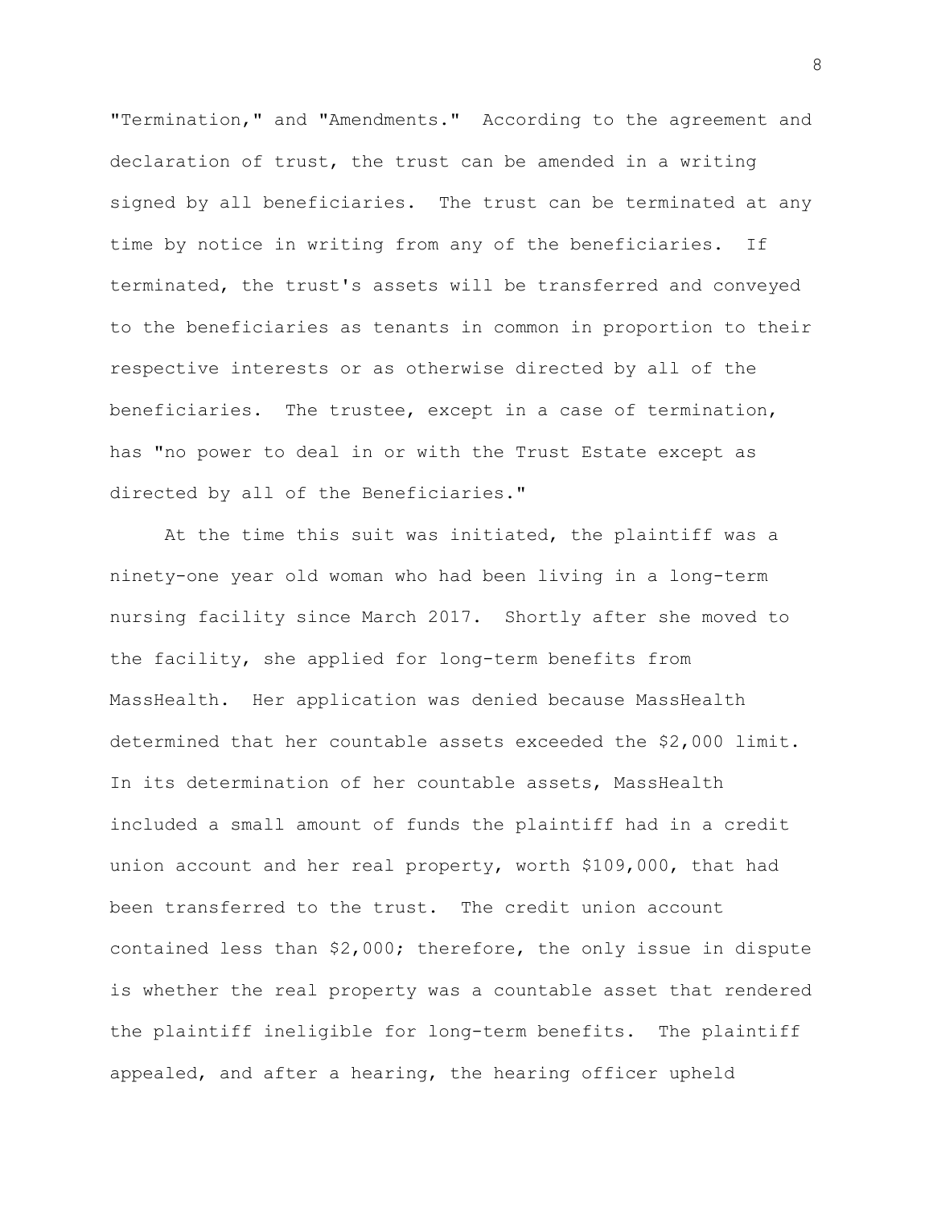"Termination," and "Amendments." According to the agreement and declaration of trust, the trust can be amended in a writing signed by all beneficiaries. The trust can be terminated at any time by notice in writing from any of the beneficiaries. If terminated, the trust's assets will be transferred and conveyed to the beneficiaries as tenants in common in proportion to their respective interests or as otherwise directed by all of the beneficiaries. The trustee, except in a case of termination, has "no power to deal in or with the Trust Estate except as directed by all of the Beneficiaries."

At the time this suit was initiated, the plaintiff was a ninety-one year old woman who had been living in a long-term nursing facility since March 2017. Shortly after she moved to the facility, she applied for long-term benefits from MassHealth. Her application was denied because MassHealth determined that her countable assets exceeded the $2,000 limit. In its determination of her countable assets, MassHealth included a small amount of funds the plaintiff had in a credit union account and her real property, worth $109,000, that had been transferred to the trust. The credit union account contained less than $2,000; therefore, the only issue in dispute is whether the real property was a countable asset that rendered the plaintiff ineligible for long-term benefits. The plaintiff appealed, and after a hearing, the hearing officer upheld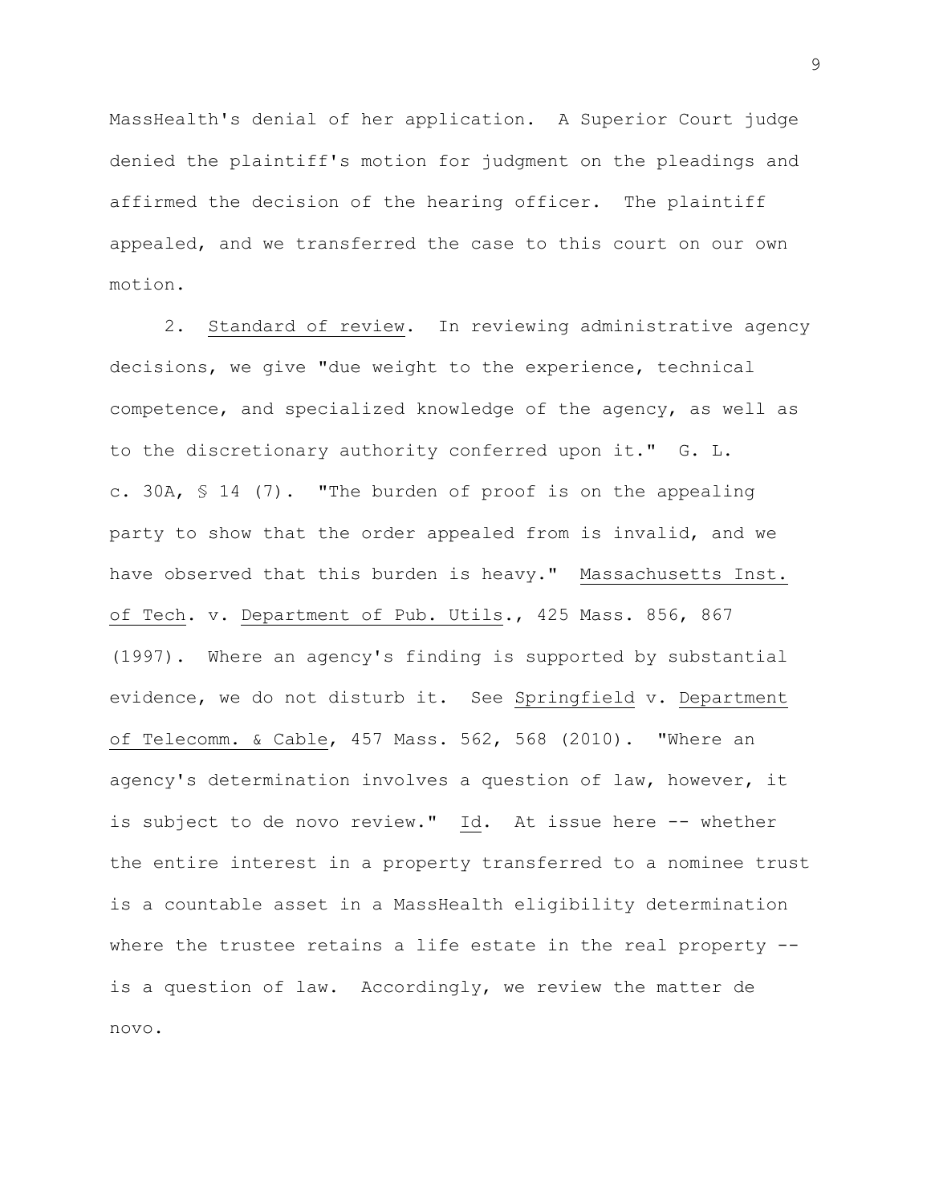MassHealth's denial of her application. A Superior Court judge denied the plaintiff's motion for judgment on the pleadings and affirmed the decision of the hearing officer. The plaintiff appealed, and we transferred the case to this court on our own motion.

2. Standard of review. In reviewing administrative agency decisions, we give "due weight to the experience, technical competence, and specialized knowledge of the agency, as well as to the discretionary authority conferred upon it." G. L. c. 30A, § 14 (7). "The burden of proof is on the appealing party to show that the order appealed from is invalid, and we have observed that this burden is heavy." Massachusetts Inst. of Tech. v. Department of Pub. Utils., 425 Mass. 856, 867 (1997). Where an agency's finding is supported by substantial evidence, we do not disturb it. See Springfield v. Department of Telecomm. & Cable, 457 Mass. 562, 568 (2010). "Where an agency's determination involves a question of law, however, it is subject to de novo review." Id. At issue here -- whether the entire interest in a property transferred to a nominee trust is a countable asset in a MassHealth eligibility determination where the trustee retains a life estate in the real property -- is a question of law. Accordingly, we review the matter de novo.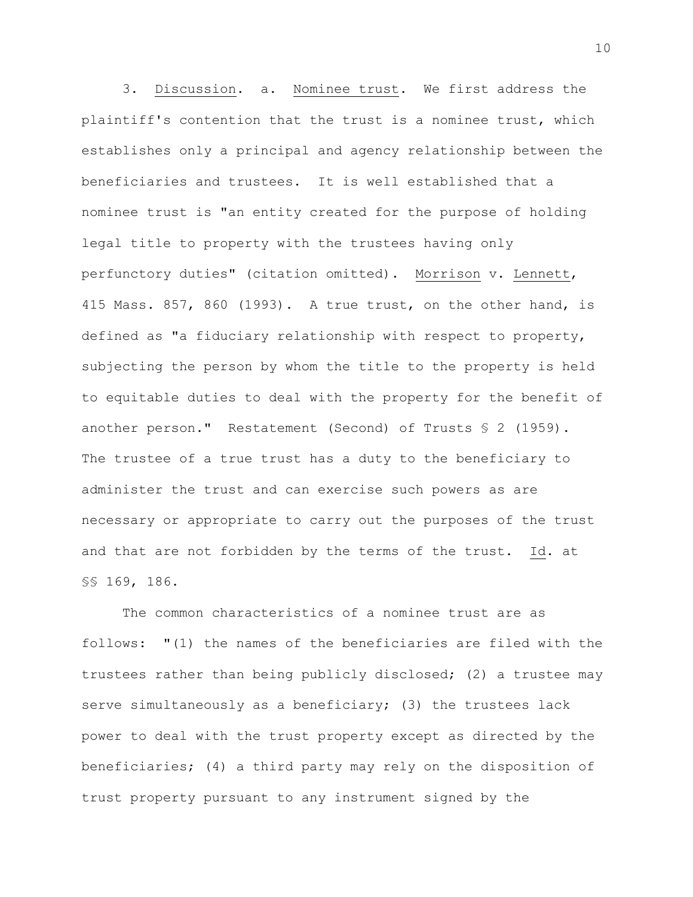3. Discussion. a. Nominee trust. We first address the plaintiff's contention that the trust is a nominee trust, which establishes only a principal and agency relationship between the beneficiaries and trustees. It is well established that a nominee trust is "an entity created for the purpose of holding legal title to property with the trustees having only perfunctory duties" (citation omitted). Morrison v. Lennett, 415 Mass. 857, 860 (1993). A true trust, on the other hand, is defined as "a fiduciary relationship with respect to property, subjecting the person by whom the title to the property is held to equitable duties to deal with the property for the benefit of another person." Restatement (Second) of Trusts § 2 (1959). The trustee of a true trust has a duty to the beneficiary to administer the trust and can exercise such powers as are necessary or appropriate to carry out the purposes of the trust and that are not forbidden by the terms of the trust. Id. at §§ 169, 186.

The common characteristics of a nominee trust are as follows: "(1) the names of the beneficiaries are filed with the trustees rather than being publicly disclosed; (2) a trustee may serve simultaneously as a beneficiary; (3) the trustees lack power to deal with the trust property except as directed by the beneficiaries; (4) a third party may rely on the disposition of trust property pursuant to any instrument signed by the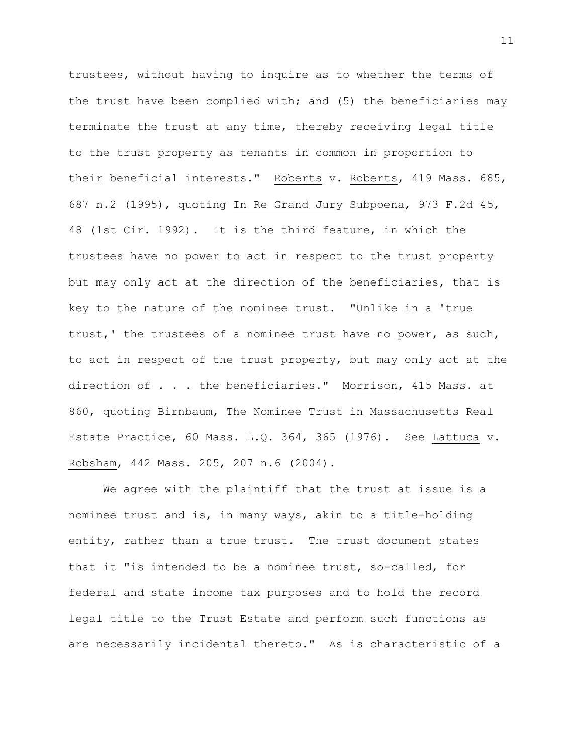trustees, without having to inquire as to whether the terms of the trust have been complied with; and (5) the beneficiaries may terminate the trust at any time, thereby receiving legal title to the trust property as tenants in common in proportion to their beneficial interests." Roberts v. Roberts, 419 Mass. 685, 687 n.2 (1995), quoting In Re Grand Jury Subpoena, 973 F.2d 45, 48 (1st Cir. 1992). It is the third feature, in which the trustees have no power to act in respect to the trust property but may only act at the direction of the beneficiaries, that is key to the nature of the nominee trust. "Unlike in a 'true trust,' the trustees of a nominee trust have no power, as such, to act in respect of the trust property, but may only act at the direction of . . . the beneficiaries." Morrison, 415 Mass. at 860, quoting Birnbaum, The Nominee Trust in Massachusetts Real Estate Practice, 60 Mass. L.Q. 364, 365 (1976). See Lattuca v. Robsham, 442 Mass. 205, 207 n.6 (2004).

We agree with the plaintiff that the trust at issue is a nominee trust and is, in many ways, akin to a title-holding entity, rather than a true trust. The trust document states that it "is intended to be a nominee trust, so-called, for federal and state income tax purposes and to hold the record legal title to the Trust Estate and perform such functions as are necessarily incidental thereto." As is characteristic of a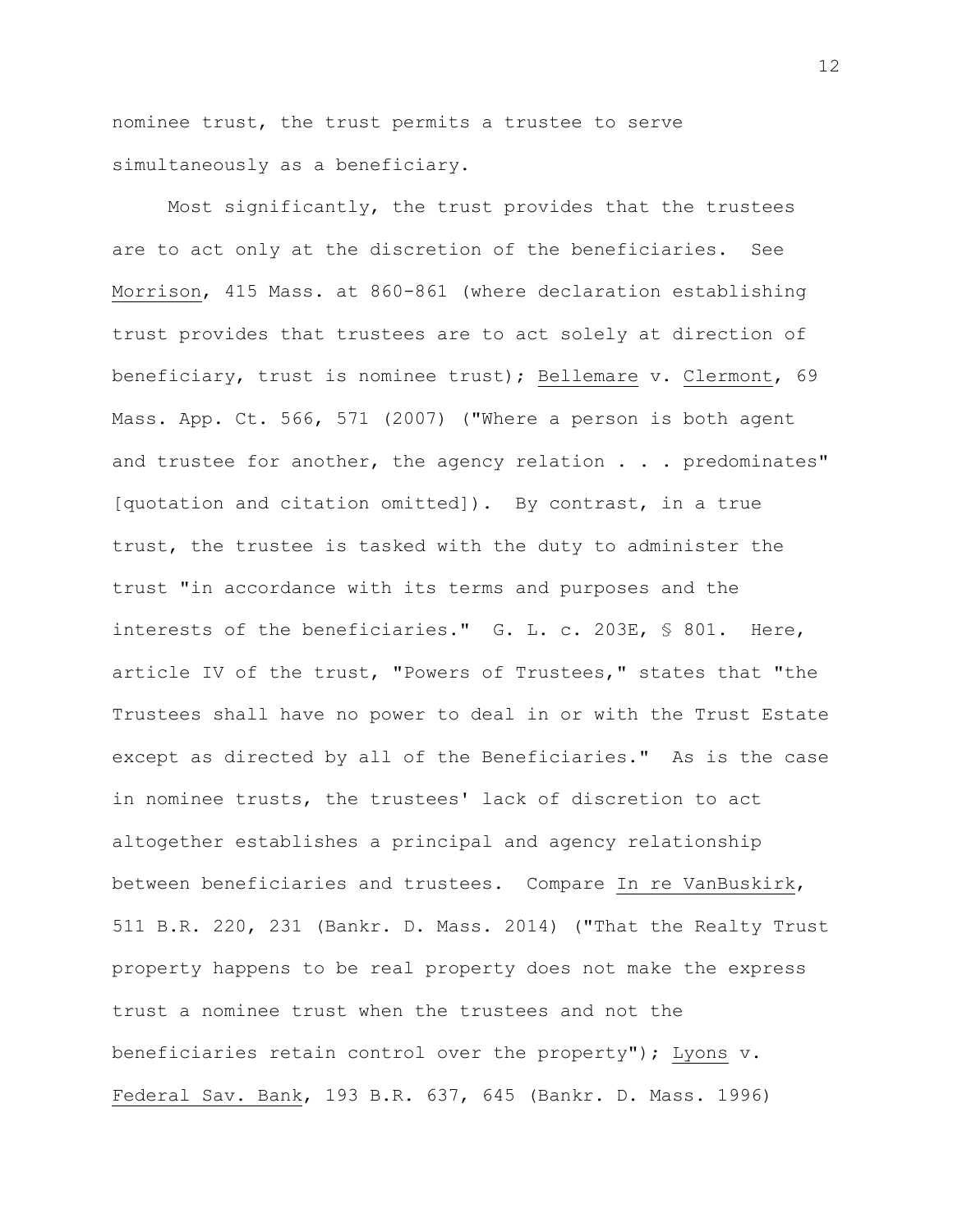nominee trust, the trust permits a trustee to serve simultaneously as a beneficiary.

Most significantly, the trust provides that the trustees are to act only at the discretion of the beneficiaries. See Morrison, 415 Mass. at 860-861 (where declaration establishing trust provides that trustees are to act solely at direction of beneficiary, trust is nominee trust); Bellemare v. Clermont, 69 Mass. App. Ct. 566, 571 (2007) ("Where a person is both agent and trustee for another, the agency relation . . . predominates" [quotation and citation omitted]). By contrast, in a true trust, the trustee is tasked with the duty to administer the trust "in accordance with its terms and purposes and the interests of the beneficiaries." G. L. c. 203E, § 801. Here, article IV of the trust, "Powers of Trustees," states that "the Trustees shall have no power to deal in or with the Trust Estate except as directed by all of the Beneficiaries." As is the case in nominee trusts, the trustees' lack of discretion to act altogether establishes a principal and agency relationship between beneficiaries and trustees. Compare In re VanBuskirk, 511 B.R. 220, 231 (Bankr. D. Mass. 2014) ("That the Realty Trust property happens to be real property does not make the express trust a nominee trust when the trustees and not the beneficiaries retain control over the property"); Lyons v. Federal Sav. Bank, 193 B.R. 637, 645 (Bankr. D. Mass. 1996)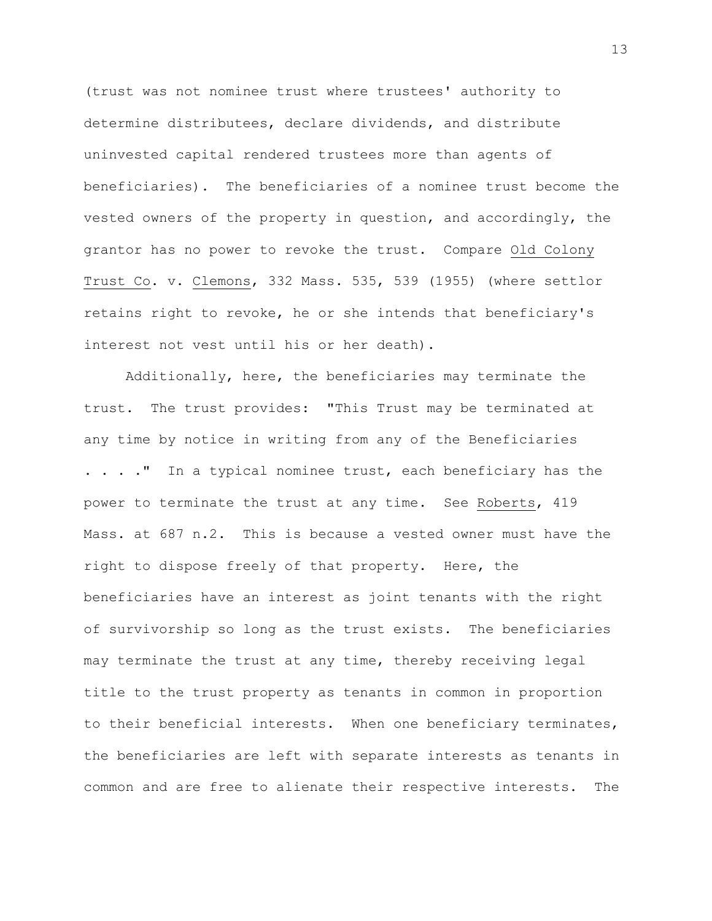(trust was not nominee trust where trustees' authority to determine distributees, declare dividends, and distribute uninvested capital rendered trustees more than agents of beneficiaries). The beneficiaries of a nominee trust become the vested owners of the property in question, and accordingly, the grantor has no power to revoke the trust. Compare Old Colony Trust Co. v. Clemons, 332 Mass. 535, 539 (1955) (where settlor retains right to revoke, he or she intends that beneficiary's interest not vest until his or her death).

Additionally, here, the beneficiaries may terminate the trust. The trust provides: "This Trust may be terminated at any time by notice in writing from any of the Beneficiaries . . . ." In a typical nominee trust, each beneficiary has the power to terminate the trust at any time. See Roberts, 419 Mass. at 687 n.2. This is because a vested owner must have the right to dispose freely of that property. Here, the beneficiaries have an interest as joint tenants with the right of survivorship so long as the trust exists. The beneficiaries may terminate the trust at any time, thereby receiving legal title to the trust property as tenants in common in proportion to their beneficial interests. When one beneficiary terminates, the beneficiaries are left with separate interests as tenants in common and are free to alienate their respective interests. The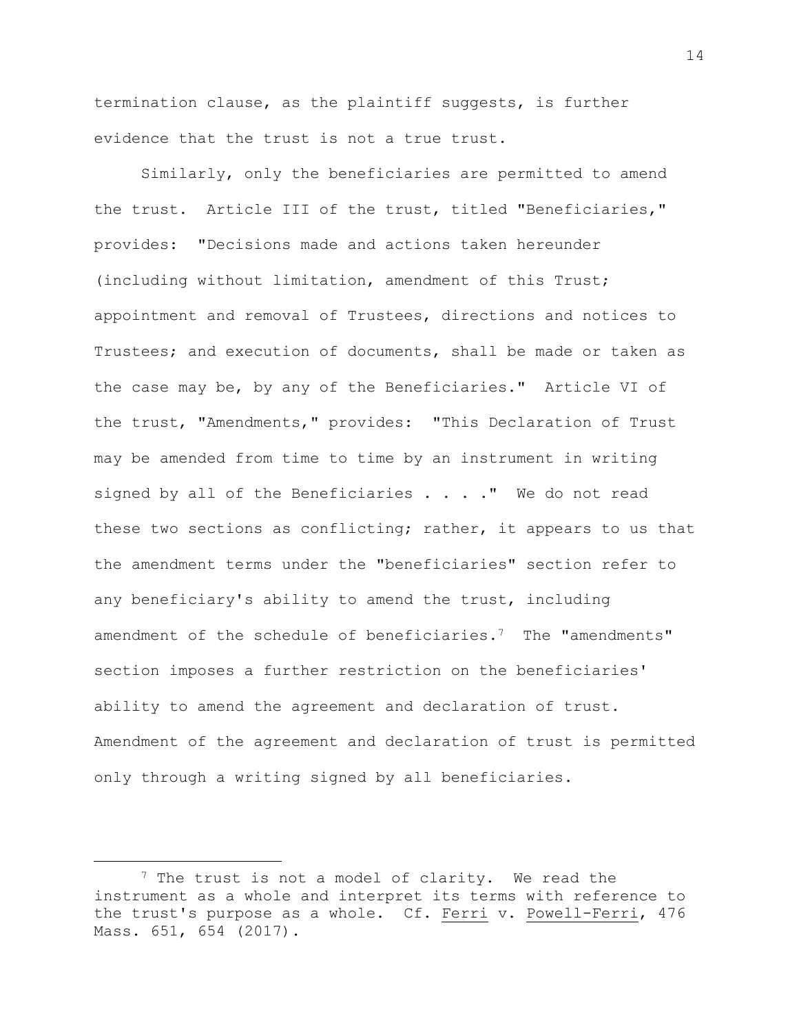termination clause, as the plaintiff suggests, is further evidence that the trust is not a true trust.

Similarly, only the beneficiaries are permitted to amend the trust. Article III of the trust, titled "Beneficiaries," provides: "Decisions made and actions taken hereunder (including without limitation, amendment of this Trust; appointment and removal of Trustees, directions and notices to Trustees; and execution of documents, shall be made or taken as the case may be, by any of the Beneficiaries." Article VI of the trust, "Amendments," provides: "This Declaration of Trust may be amended from time to time by an instrument in writing signed by all of the Beneficiaries . . . ." We do not read these two sections as conflicting; rather, it appears to us that the amendment terms under the "beneficiaries" section refer to any beneficiary's ability to amend the trust, including amendment of the schedule of beneficiaries.[7] The "amendments" section imposes a further restriction on the beneficiaries' ability to amend the agreement and declaration of trust. Amendment of the agreement and declaration of trust is permitted only through a writing signed by all beneficiaries.

---

[7] The trust is not a model of clarity. We read the instrument as a whole and interpret its terms with reference to the trust's purpose as a whole. Cf. Ferri v. Powell-Ferri, 476 Mass. 651, 654 (2017).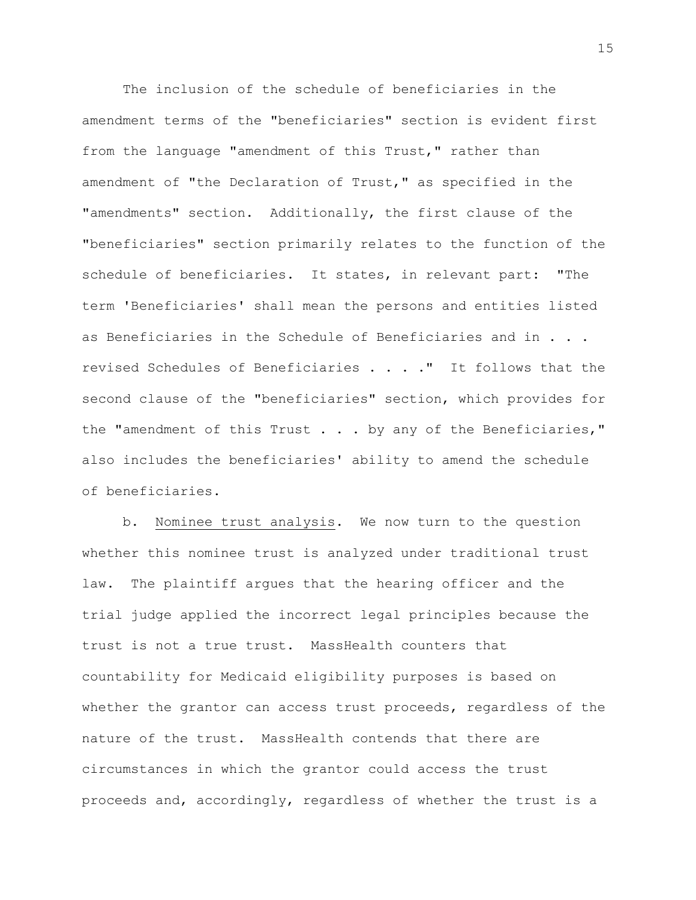The inclusion of the schedule of beneficiaries in the amendment terms of the "beneficiaries" section is evident first from the language "amendment of this Trust," rather than amendment of "the Declaration of Trust," as specified in the "amendments" section. Additionally, the first clause of the "beneficiaries" section primarily relates to the function of the schedule of beneficiaries. It states, in relevant part: "The term 'Beneficiaries' shall mean the persons and entities listed as Beneficiaries in the Schedule of Beneficiaries and in . . . revised Schedules of Beneficiaries . . . ." It follows that the second clause of the "beneficiaries" section, which provides for the "amendment of this Trust . . . by any of the Beneficiaries," also includes the beneficiaries' ability to amend the schedule of beneficiaries.

b. Nominee trust analysis. We now turn to the question whether this nominee trust is analyzed under traditional trust law. The plaintiff argues that the hearing officer and the trial judge applied the incorrect legal principles because the trust is not a true trust. MassHealth counters that countability for Medicaid eligibility purposes is based on whether the grantor can access trust proceeds, regardless of the nature of the trust. MassHealth contends that there are circumstances in which the grantor could access the trust proceeds and, accordingly, regardless of whether the trust is a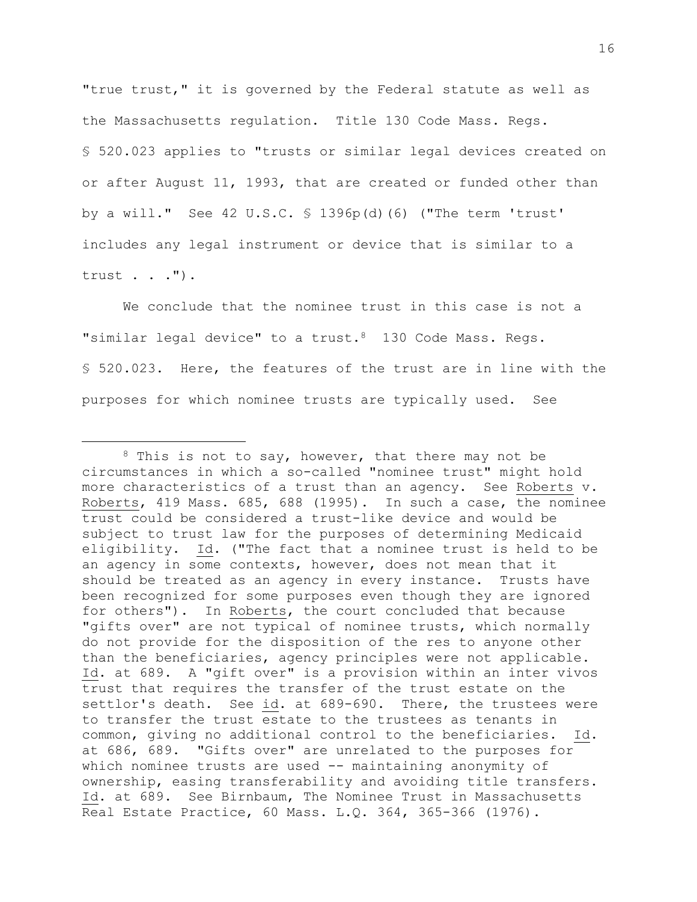"true trust," it is governed by the Federal statute as well as the Massachusetts regulation. Title 130 Code Mass. Regs. § 520.023 applies to "trusts or similar legal devices created on or after August 11, 1993, that are created or funded other than by a will." See 42 U.S.C. § 1396p(d)(6) ("The term 'trust' includes any legal instrument or device that is similar to a trust . . .").

We conclude that the nominee trust in this case is not a "similar legal device" to a trust.[8] 130 Code Mass. Regs. § 520.023. Here, the features of the trust are in line with the purposes for which nominee trusts are typically used. See

---

[8] This is not to say, however, that there may not be circumstances in which a so-called "nominee trust" might hold more characteristics of a trust than an agency. See Roberts v. Roberts, 419 Mass. 685, 688 (1995). In such a case, the nominee trust could be considered a trust-like device and would be subject to trust law for the purposes of determining Medicaid eligibility. Id. ("The fact that a nominee trust is held to be an agency in some contexts, however, does not mean that it should be treated as an agency in every instance. Trusts have been recognized for some purposes even though they are ignored for others"). In Roberts, the court concluded that because "gifts over" are not typical of nominee trusts, which normally do not provide for the disposition of the res to anyone other than the beneficiaries, agency principles were not applicable. Id. at 689. A "gift over" is a provision within an inter vivos trust that requires the transfer of the trust estate on the settlor's death. See id. at 689-690. There, the trustees were to transfer the trust estate to the trustees as tenants in common, giving no additional control to the beneficiaries. Id. at 686, 689. "Gifts over" are unrelated to the purposes for which nominee trusts are used -- maintaining anonymity of ownership, easing transferability and avoiding title transfers. Id. at 689. See Birnbaum, The Nominee Trust in Massachusetts Real Estate Practice, 60 Mass. L.Q. 364, 365-366 (1976).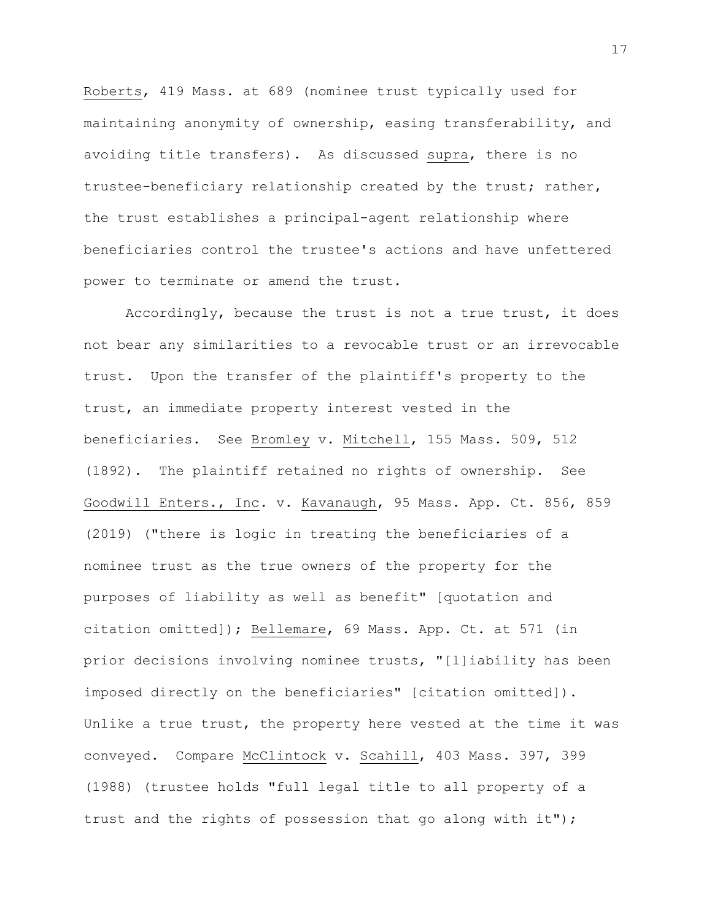Roberts, 419 Mass. at 689 (nominee trust typically used for maintaining anonymity of ownership, easing transferability, and avoiding title transfers). As discussed supra, there is no trustee-beneficiary relationship created by the trust; rather, the trust establishes a principal-agent relationship where beneficiaries control the trustee's actions and have unfettered power to terminate or amend the trust.

Accordingly, because the trust is not a true trust, it does not bear any similarities to a revocable trust or an irrevocable trust. Upon the transfer of the plaintiff's property to the trust, an immediate property interest vested in the beneficiaries. See Bromley v. Mitchell, 155 Mass. 509, 512 (1892). The plaintiff retained no rights of ownership. See Goodwill Enters., Inc. v. Kavanaugh, 95 Mass. App. Ct. 856, 859 (2019) ("there is logic in treating the beneficiaries of a nominee trust as the true owners of the property for the purposes of liability as well as benefit" [quotation and citation omitted]); Bellemare, 69 Mass. App. Ct. at 571 (in prior decisions involving nominee trusts, "[l]iability has been imposed directly on the beneficiaries" [citation omitted]). Unlike a true trust, the property here vested at the time it was conveyed. Compare McClintock v. Scahill, 403 Mass. 397, 399 (1988) (trustee holds "full legal title to all property of a trust and the rights of possession that go along with it");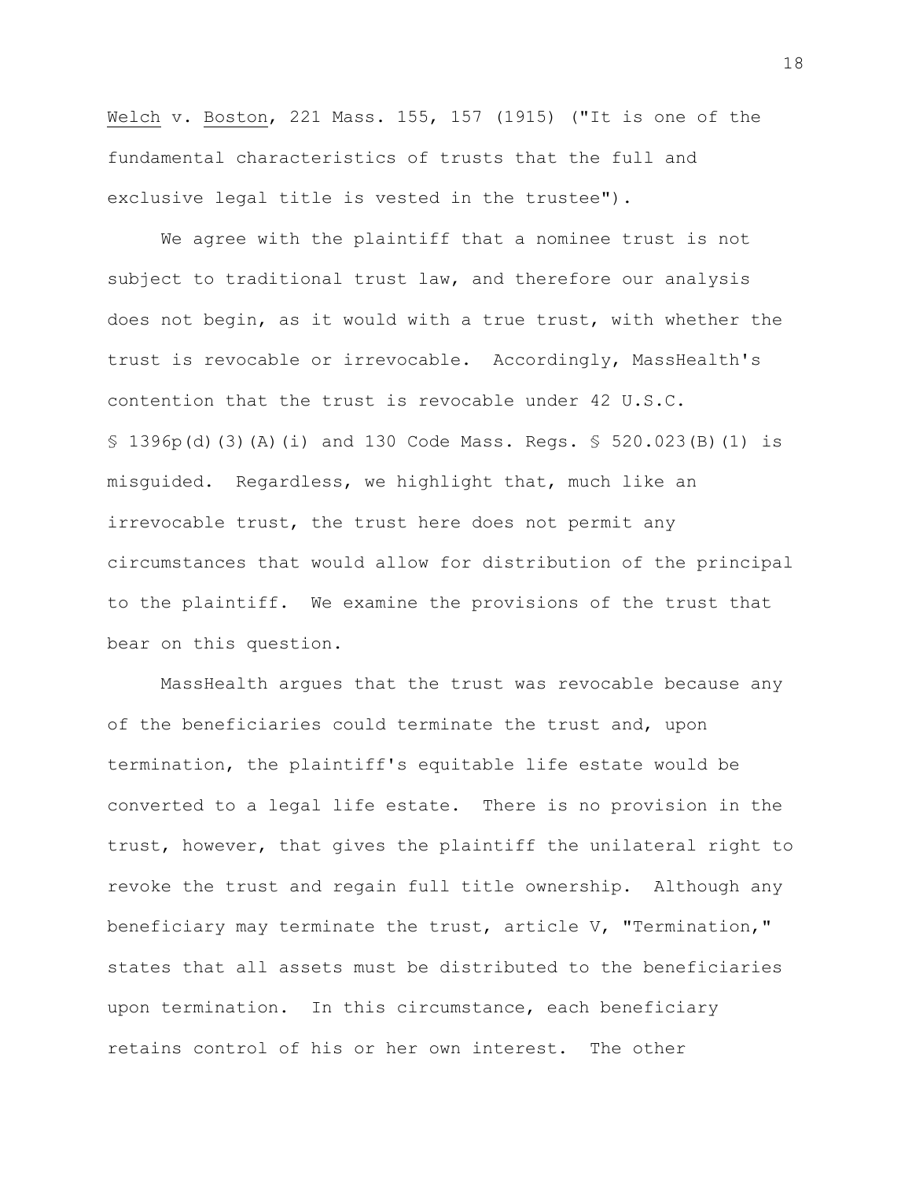Welch v. Boston, 221 Mass. 155, 157 (1915) ("It is one of the fundamental characteristics of trusts that the full and exclusive legal title is vested in the trustee").

We agree with the plaintiff that a nominee trust is not subject to traditional trust law, and therefore our analysis does not begin, as it would with a true trust, with whether the trust is revocable or irrevocable. Accordingly, MassHealth's contention that the trust is revocable under 42 U.S.C. § 1396p(d)(3)(A)(i) and 130 Code Mass. Regs. § 520.023(B)(1) is misguided. Regardless, we highlight that, much like an irrevocable trust, the trust here does not permit any circumstances that would allow for distribution of the principal to the plaintiff. We examine the provisions of the trust that bear on this question.

MassHealth argues that the trust was revocable because any of the beneficiaries could terminate the trust and, upon termination, the plaintiff's equitable life estate would be converted to a legal life estate. There is no provision in the trust, however, that gives the plaintiff the unilateral right to revoke the trust and regain full title ownership. Although any beneficiary may terminate the trust, article V, "Termination," states that all assets must be distributed to the beneficiaries upon termination. In this circumstance, each beneficiary retains control of his or her own interest. The other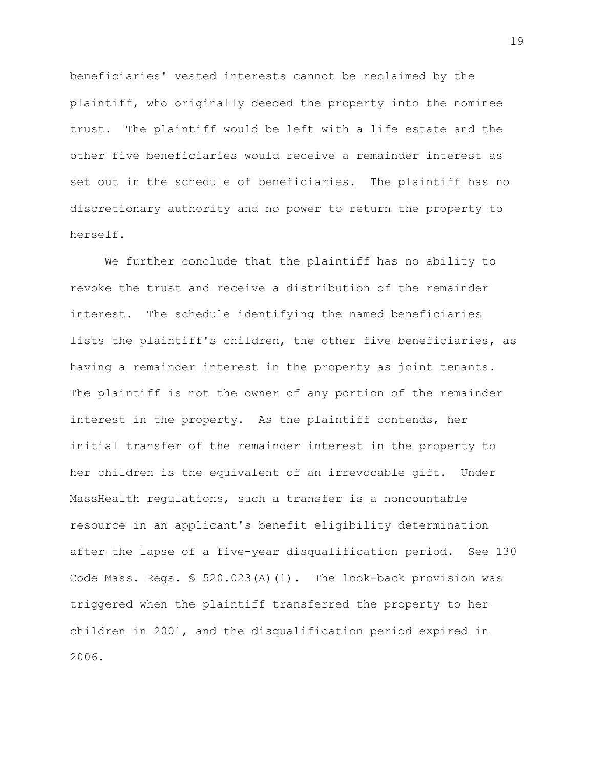beneficiaries' vested interests cannot be reclaimed by the plaintiff, who originally deeded the property into the nominee trust. The plaintiff would be left with a life estate and the other five beneficiaries would receive a remainder interest as set out in the schedule of beneficiaries. The plaintiff has no discretionary authority and no power to return the property to herself.

We further conclude that the plaintiff has no ability to revoke the trust and receive a distribution of the remainder interest. The schedule identifying the named beneficiaries lists the plaintiff's children, the other five beneficiaries, as having a remainder interest in the property as joint tenants. The plaintiff is not the owner of any portion of the remainder interest in the property. As the plaintiff contends, her initial transfer of the remainder interest in the property to her children is the equivalent of an irrevocable gift. Under MassHealth regulations, such a transfer is a noncountable resource in an applicant's benefit eligibility determination after the lapse of a five-year disqualification period. See 130 Code Mass. Regs. § 520.023(A)(1). The look-back provision was triggered when the plaintiff transferred the property to her children in 2001, and the disqualification period expired in 2006.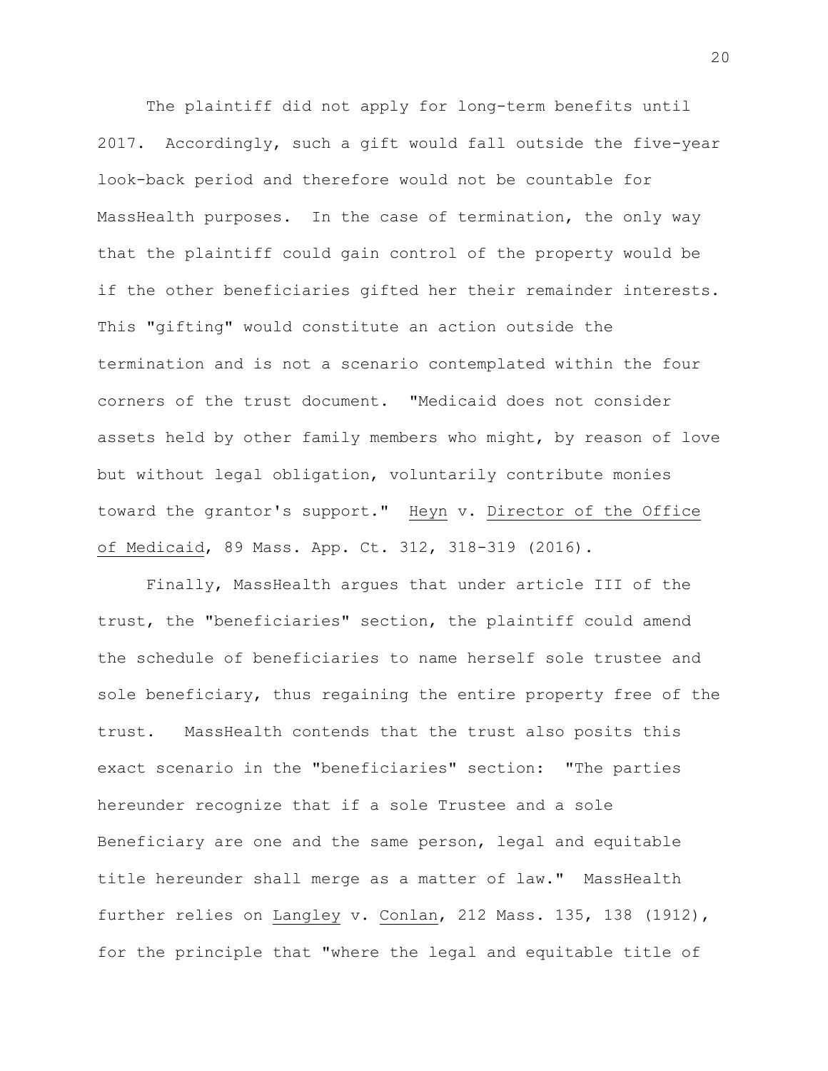The plaintiff did not apply for long-term benefits until 2017. Accordingly, such a gift would fall outside the five-year look-back period and therefore would not be countable for MassHealth purposes. In the case of termination, the only way that the plaintiff could gain control of the property would be if the other beneficiaries gifted her their remainder interests. This "gifting" would constitute an action outside the termination and is not a scenario contemplated within the four corners of the trust document. "Medicaid does not consider assets held by other family members who might, by reason of love but without legal obligation, voluntarily contribute monies toward the grantor's support." Heyn v. Director of the Office of Medicaid, 89 Mass. App. Ct. 312, 318-319 (2016).

Finally, MassHealth argues that under article III of the trust, the "beneficiaries" section, the plaintiff could amend the schedule of beneficiaries to name herself sole trustee and sole beneficiary, thus regaining the entire property free of the trust. MassHealth contends that the trust also posits this exact scenario in the "beneficiaries" section: "The parties hereunder recognize that if a sole Trustee and a sole Beneficiary are one and the same person, legal and equitable title hereunder shall merge as a matter of law." MassHealth further relies on Langley v. Conlan, 212 Mass. 135, 138 (1912), for the principle that "where the legal and equitable title of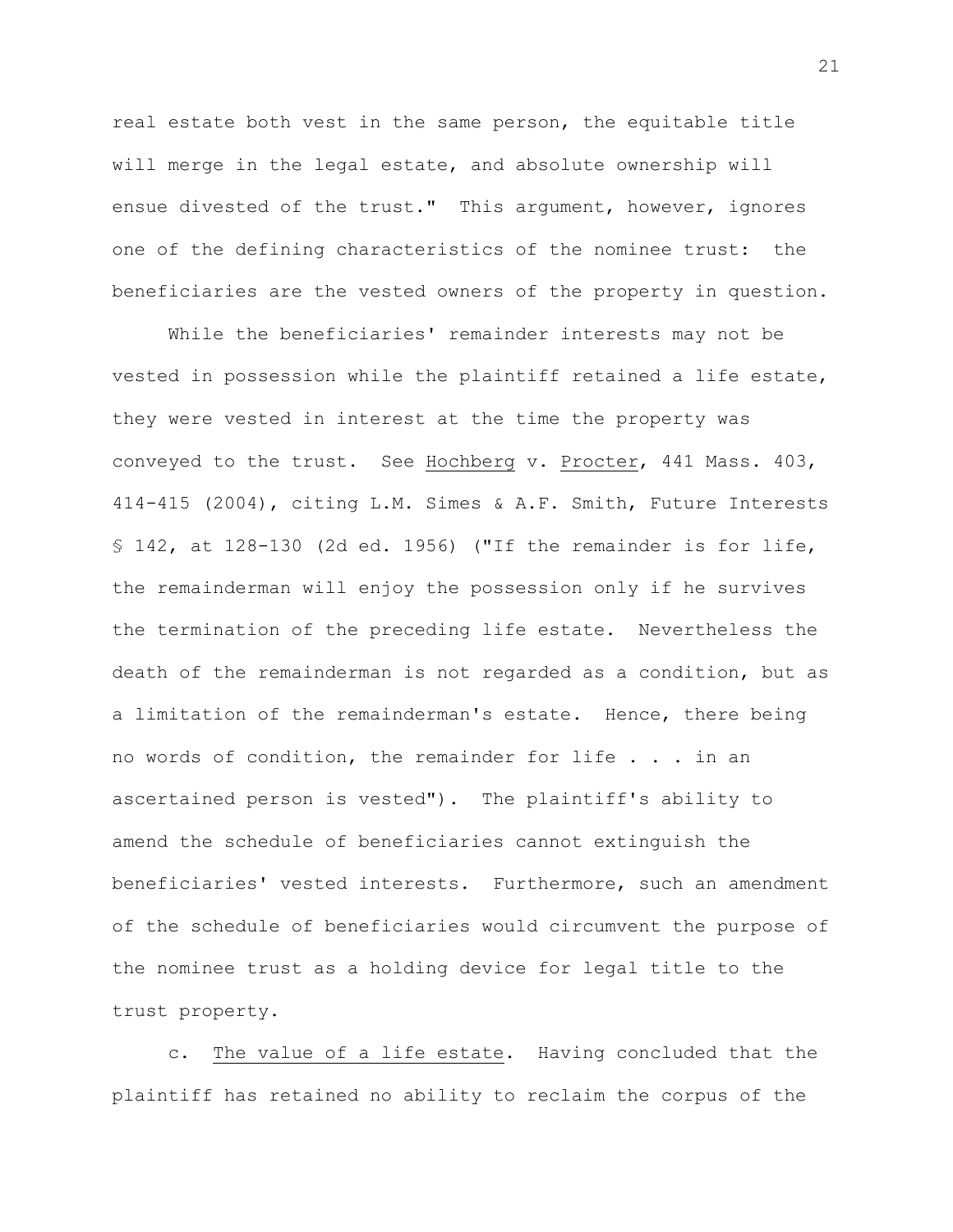real estate both vest in the same person, the equitable title will merge in the legal estate, and absolute ownership will ensue divested of the trust." This argument, however, ignores one of the defining characteristics of the nominee trust: the beneficiaries are the vested owners of the property in question.

While the beneficiaries' remainder interests may not be vested in possession while the plaintiff retained a life estate, they were vested in interest at the time the property was conveyed to the trust. See Hochberg v. Procter, 441 Mass. 403, 414-415 (2004), citing L.M. Simes & A.F. Smith, Future Interests § 142, at 128-130 (2d ed. 1956) ("If the remainder is for life, the remainderman will enjoy the possession only if he survives the termination of the preceding life estate. Nevertheless the death of the remainderman is not regarded as a condition, but as a limitation of the remainderman's estate. Hence, there being no words of condition, the remainder for life . . . in an ascertained person is vested"). The plaintiff's ability to amend the schedule of beneficiaries cannot extinguish the beneficiaries' vested interests. Furthermore, such an amendment of the schedule of beneficiaries would circumvent the purpose of the nominee trust as a holding device for legal title to the trust property.

c. The value of a life estate. Having concluded that the plaintiff has retained no ability to reclaim the corpus of the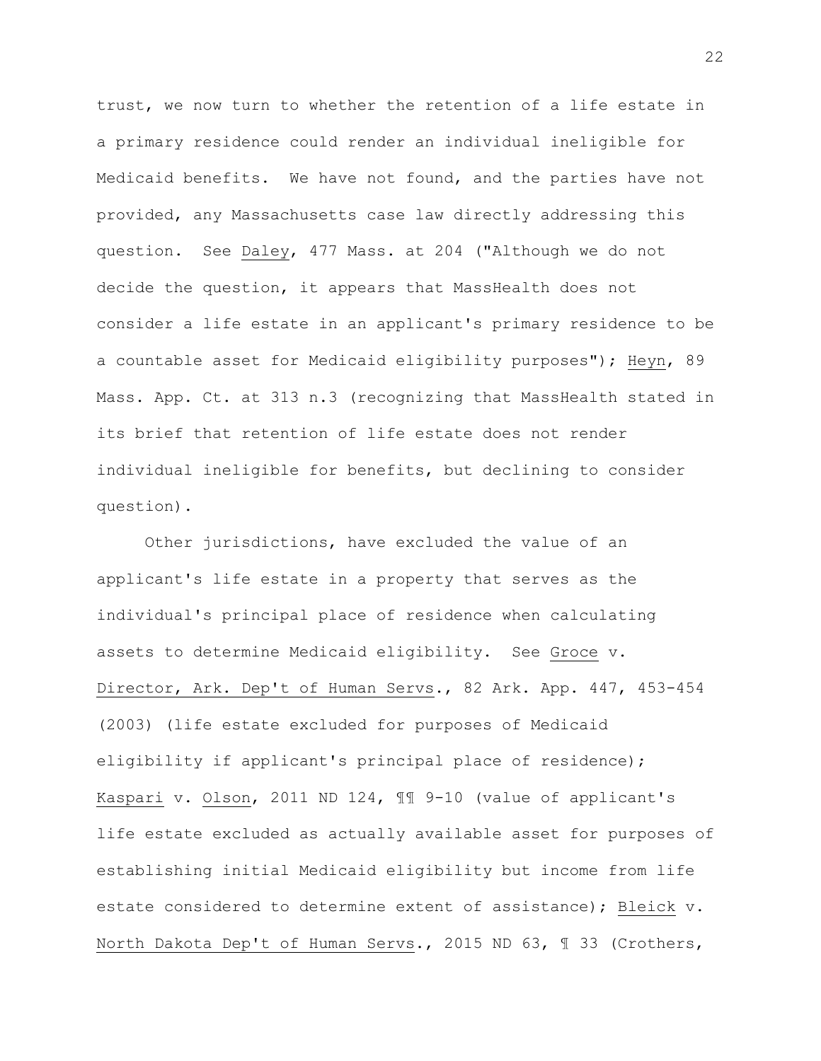trust, we now turn to whether the retention of a life estate in a primary residence could render an individual ineligible for Medicaid benefits. We have not found, and the parties have not provided, any Massachusetts case law directly addressing this question. See Daley, 477 Mass. at 204 ("Although we do not decide the question, it appears that MassHealth does not consider a life estate in an applicant's primary residence to be a countable asset for Medicaid eligibility purposes"); Heyn, 89 Mass. App. Ct. at 313 n.3 (recognizing that MassHealth stated in its brief that retention of life estate does not render individual ineligible for benefits, but declining to consider question).

Other jurisdictions, have excluded the value of an applicant's life estate in a property that serves as the individual's principal place of residence when calculating assets to determine Medicaid eligibility. See Groce v. Director, Ark. Dep't of Human Servs., 82 Ark. App. 447, 453-454 (2003) (life estate excluded for purposes of Medicaid eligibility if applicant's principal place of residence); Kaspari v. Olson, 2011 ND 124, ¶¶ 9-10 (value of applicant's life estate excluded as actually available asset for purposes of establishing initial Medicaid eligibility but income from life estate considered to determine extent of assistance); Bleick v. North Dakota Dep't of Human Servs., 2015 ND 63, ¶ 33 (Crothers,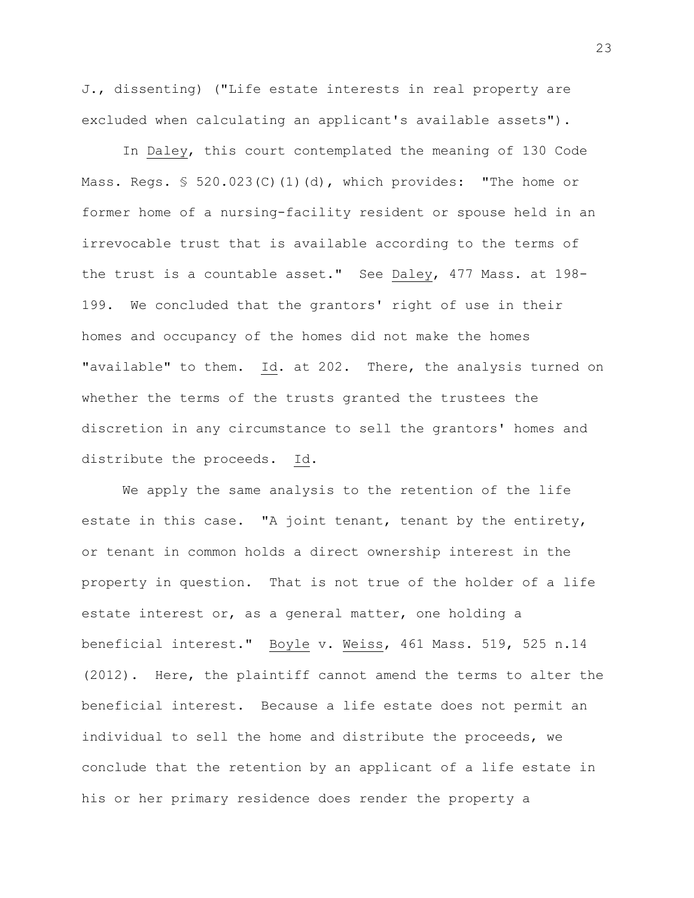J., dissenting) ("Life estate interests in real property are excluded when calculating an applicant's available assets").

In Daley, this court contemplated the meaning of 130 Code Mass. Regs. § 520.023(C)(1)(d), which provides: "The home or former home of a nursing-facility resident or spouse held in an irrevocable trust that is available according to the terms of the trust is a countable asset." See Daley, 477 Mass. at 198-199. We concluded that the grantors' right of use in their homes and occupancy of the homes did not make the homes "available" to them. Id. at 202. There, the analysis turned on whether the terms of the trusts granted the trustees the discretion in any circumstance to sell the grantors' homes and distribute the proceeds. Id.

We apply the same analysis to the retention of the life estate in this case. "A joint tenant, tenant by the entirety, or tenant in common holds a direct ownership interest in the property in question. That is not true of the holder of a life estate interest or, as a general matter, one holding a beneficial interest." Boyle v. Weiss, 461 Mass. 519, 525 n.14 (2012). Here, the plaintiff cannot amend the terms to alter the beneficial interest. Because a life estate does not permit an individual to sell the home and distribute the proceeds, we conclude that the retention by an applicant of a life estate in his or her primary residence does render the property a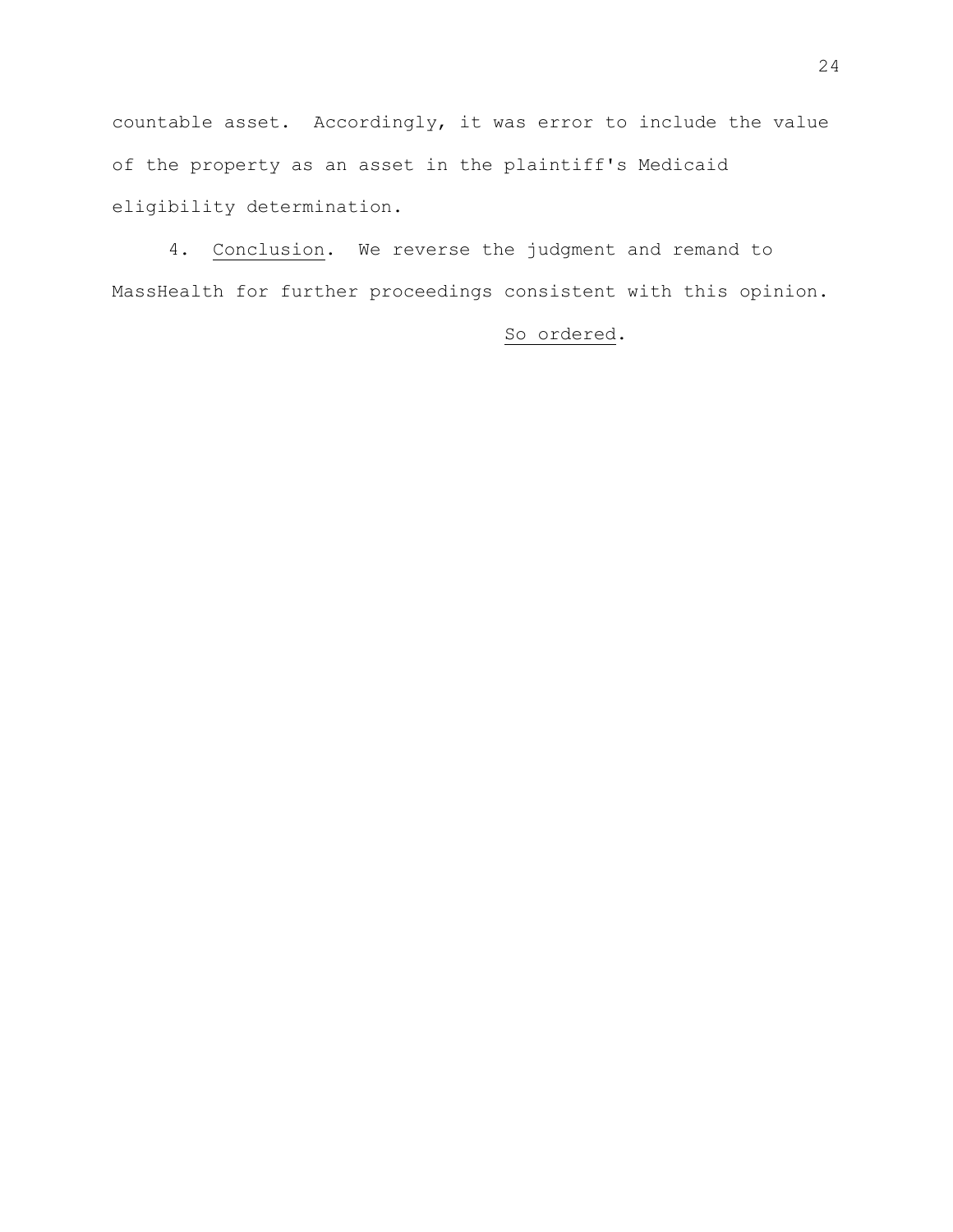countable asset. Accordingly, it was error to include the value of the property as an asset in the plaintiff's Medicaid eligibility determination.

4. Conclusion. We reverse the judgment and remand to MassHealth for further proceedings consistent with this opinion.

So ordered.